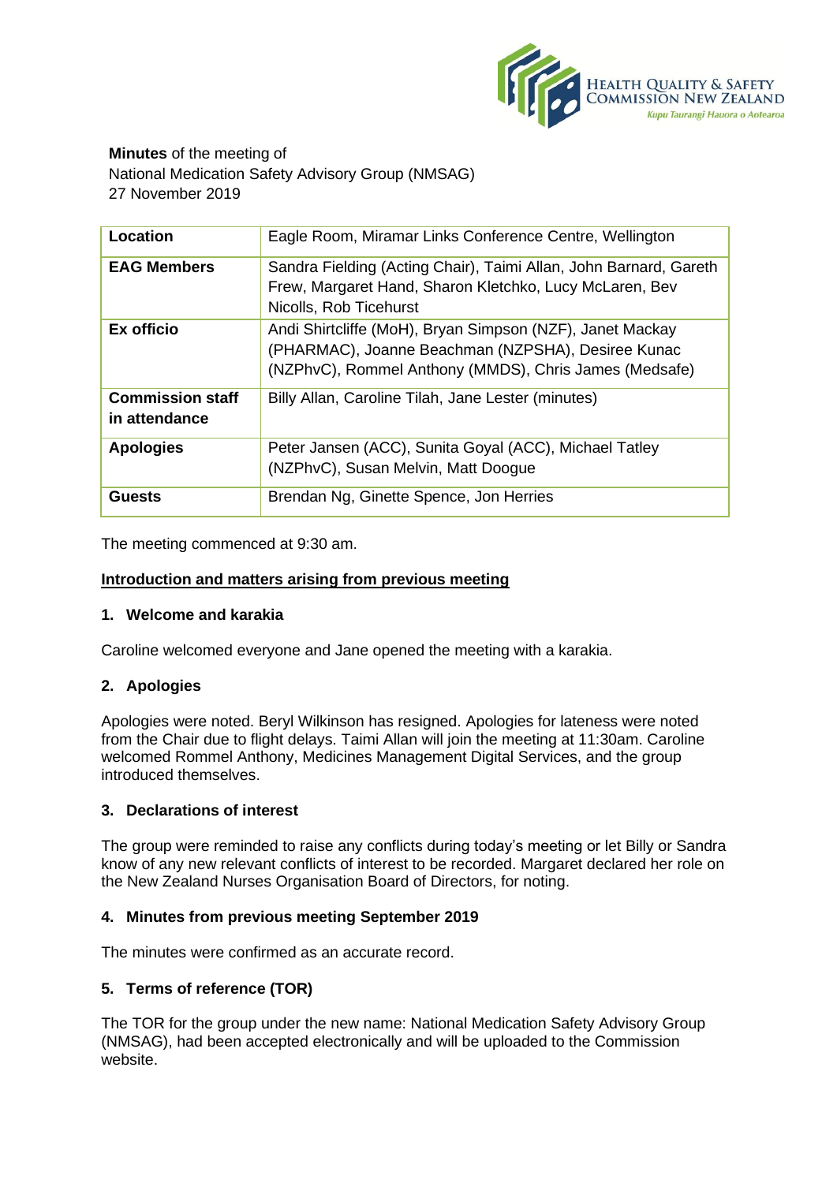**Minutes** of the meeting of
National Medication Safety Advisory Group (NMSAG)
27 November 2019

| Location | Eagle Room, Miramar Links Conference Centre, Wellington |
| --- | --- |
| **EAG Members** | Sandra Fielding (Acting Chair), Taimi Allan, John Barnard, Gareth Frew, Margaret Hand, Sharon Kletchko, Lucy McLaren, Bev Nicolls, Rob Ticehurst |
| **Ex officio** | Andi Shirtcliffe (MoH), Bryan Simpson (NZF), Janet Mackay (PHARMAC), Joanne Beachman (NZPSHA), Desiree Kunac (NZPhvC), Rommel Anthony (MMDS), Chris James (Medsafe) |
| **Commission staff in attendance** | Billy Allan, Caroline Tilah, Jane Lester (minutes) |
| **Apologies** | Peter Jansen (ACC), Sunita Goyal (ACC), Michael Tatley (NZPhvC), Susan Melvin, Matt Doogue |
| **Guests** | Brendan Ng, Ginette Spence, Jon Herries |

The meeting commenced at 9:30 am.

## Introduction and matters arising from previous meeting

### 1. Welcome and karakia

Caroline welcomed everyone and Jane opened the meeting with a karakia.

### 2. Apologies

Apologies were noted. Beryl Wilkinson has resigned. Apologies for lateness were noted from the Chair due to flight delays. Taimi Allan will join the meeting at 11:30am. Caroline welcomed Rommel Anthony, Medicines Management Digital Services, and the group introduced themselves.

### 3. Declarations of interest

The group were reminded to raise any conflicts during today's meeting or let Billy or Sandra know of any new relevant conflicts of interest to be recorded. Margaret declared her role on the New Zealand Nurses Organisation Board of Directors, for noting.

### 4. Minutes from previous meeting September 2019

The minutes were confirmed as an accurate record.

### 5. Terms of reference (TOR)

The TOR for the group under the new name: National Medication Safety Advisory Group (NMSAG), had been accepted electronically and will be uploaded to the Commission website.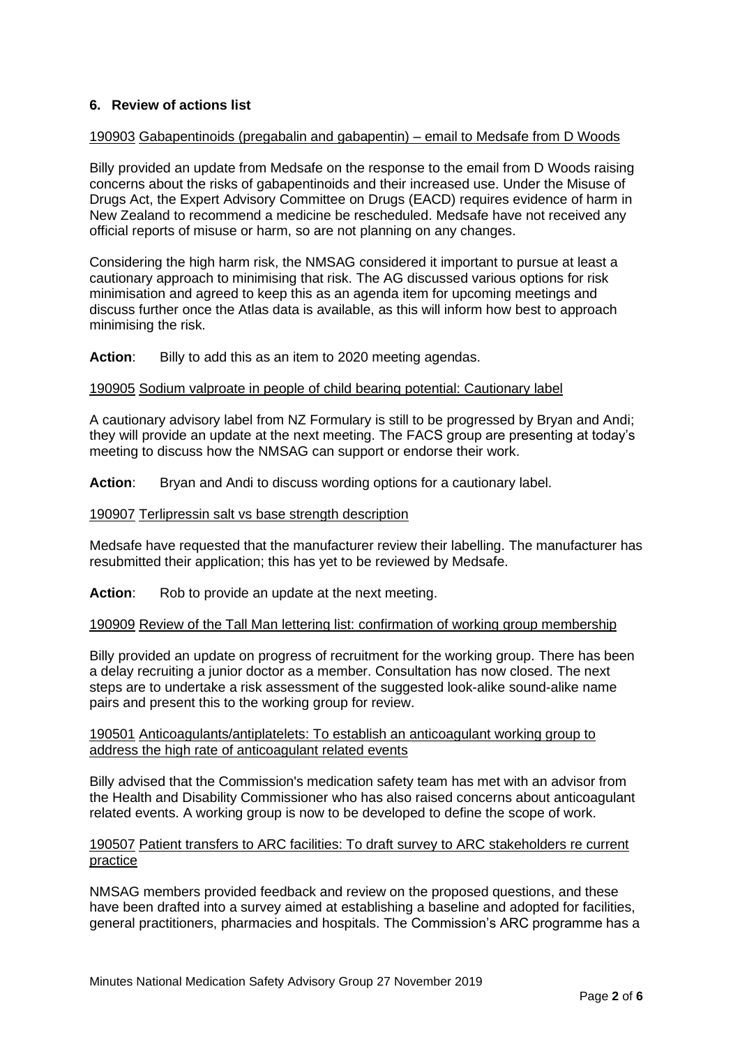## 6. Review of actions list

190903 Gabapentinoids (pregabalin and gabapentin) – email to Medsafe from D Woods

Billy provided an update from Medsafe on the response to the email from D Woods raising concerns about the risks of gabapentinoids and their increased use. Under the Misuse of Drugs Act, the Expert Advisory Committee on Drugs (EACD) requires evidence of harm in New Zealand to recommend a medicine be rescheduled. Medsafe have not received any official reports of misuse or harm, so are not planning on any changes.

Considering the high harm risk, the NMSAG considered it important to pursue at least a cautionary approach to minimising that risk. The AG discussed various options for risk minimisation and agreed to keep this as an agenda item for upcoming meetings and discuss further once the Atlas data is available, as this will inform how best to approach minimising the risk.

**Action**: Billy to add this as an item to 2020 meeting agendas.

190905 Sodium valproate in people of child bearing potential: Cautionary label

A cautionary advisory label from NZ Formulary is still to be progressed by Bryan and Andi; they will provide an update at the next meeting. The FACS group are presenting at today's meeting to discuss how the NMSAG can support or endorse their work.

**Action**: Bryan and Andi to discuss wording options for a cautionary label.

190907 Terlipressin salt vs base strength description

Medsafe have requested that the manufacturer review their labelling. The manufacturer has resubmitted their application; this has yet to be reviewed by Medsafe.

**Action**: Rob to provide an update at the next meeting.

190909 Review of the Tall Man lettering list: confirmation of working group membership

Billy provided an update on progress of recruitment for the working group. There has been a delay recruiting a junior doctor as a member. Consultation has now closed. The next steps are to undertake a risk assessment of the suggested look-alike sound-alike name pairs and present this to the working group for review.

190501 Anticoagulants/antiplatelets: To establish an anticoagulant working group to address the high rate of anticoagulant related events

Billy advised that the Commission's medication safety team has met with an advisor from the Health and Disability Commissioner who has also raised concerns about anticoagulant related events. A working group is now to be developed to define the scope of work.

190507 Patient transfers to ARC facilities: To draft survey to ARC stakeholders re current practice

NMSAG members provided feedback and review on the proposed questions, and these have been drafted into a survey aimed at establishing a baseline and adopted for facilities, general practitioners, pharmacies and hospitals. The Commission's ARC programme has a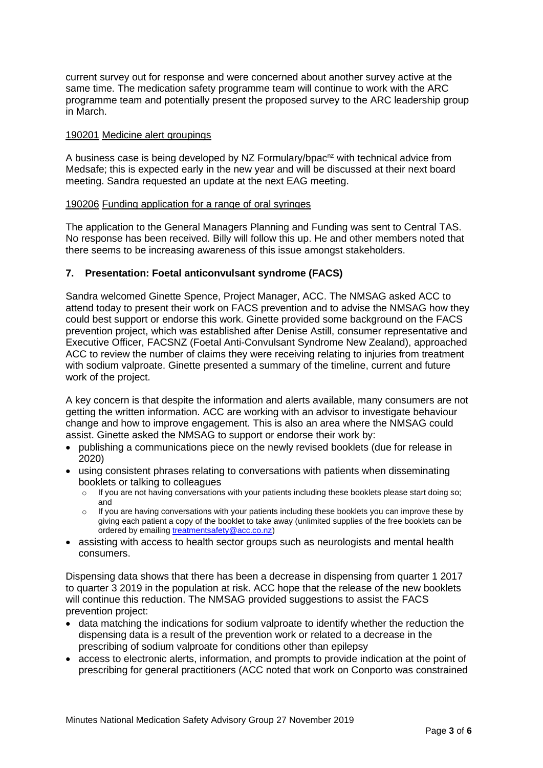current survey out for response and were concerned about another survey active at the same time. The medication safety programme team will continue to work with the ARC programme team and potentially present the proposed survey to the ARC leadership group in March.

190201 Medicine alert groupings

A business case is being developed by NZ Formulary/bpac[nz] with technical advice from Medsafe; this is expected early in the new year and will be discussed at their next board meeting. Sandra requested an update at the next EAG meeting.

190206 Funding application for a range of oral syringes

The application to the General Managers Planning and Funding was sent to Central TAS. No response has been received. Billy will follow this up. He and other members noted that there seems to be increasing awareness of this issue amongst stakeholders.

## 7. Presentation: Foetal anticonvulsant syndrome (FACS)

Sandra welcomed Ginette Spence, Project Manager, ACC. The NMSAG asked ACC to attend today to present their work on FACS prevention and to advise the NMSAG how they could best support or endorse this work. Ginette provided some background on the FACS prevention project, which was established after Denise Astill, consumer representative and Executive Officer, FACSNZ (Foetal Anti-Convulsant Syndrome New Zealand), approached ACC to review the number of claims they were receiving relating to injuries from treatment with sodium valproate. Ginette presented a summary of the timeline, current and future work of the project.

A key concern is that despite the information and alerts available, many consumers are not getting the written information. ACC are working with an advisor to investigate behaviour change and how to improve engagement. This is also an area where the NMSAG could assist. Ginette asked the NMSAG to support or endorse their work by:

- publishing a communications piece on the newly revised booklets (due for release in 2020)
- using consistent phrases relating to conversations with patients when disseminating booklets or talking to colleagues
  - If you are not having conversations with your patients including these booklets please start doing so; and
  - If you are having conversations with your patients including these booklets you can improve these by giving each patient a copy of the booklet to take away (unlimited supplies of the free booklets can be ordered by emailing treatmentsafety@acc.co.nz)
- assisting with access to health sector groups such as neurologists and mental health consumers.

Dispensing data shows that there has been a decrease in dispensing from quarter 1 2017 to quarter 3 2019 in the population at risk. ACC hope that the release of the new booklets will continue this reduction. The NMSAG provided suggestions to assist the FACS prevention project:

- data matching the indications for sodium valproate to identify whether the reduction the dispensing data is a result of the prevention work or related to a decrease in the prescribing of sodium valproate for conditions other than epilepsy
- access to electronic alerts, information, and prompts to provide indication at the point of prescribing for general practitioners (ACC noted that work on Conporto was constrained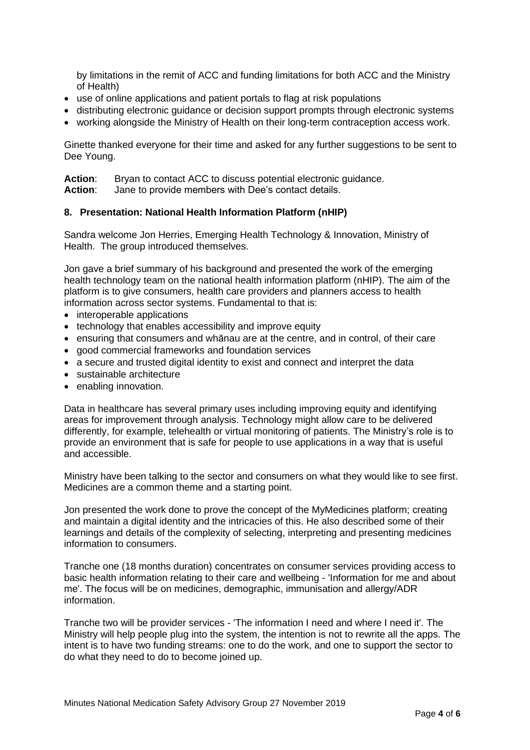by limitations in the remit of ACC and funding limitations for both ACC and the Ministry of Health)

- use of online applications and patient portals to flag at risk populations
- distributing electronic guidance or decision support prompts through electronic systems
- working alongside the Ministry of Health on their long-term contraception access work.

Ginette thanked everyone for their time and asked for any further suggestions to be sent to Dee Young.

**Action**: Bryan to contact ACC to discuss potential electronic guidance.
**Action**: Jane to provide members with Dee's contact details.

### 8. Presentation: National Health Information Platform (nHIP)

Sandra welcome Jon Herries, Emerging Health Technology & Innovation, Ministry of Health. The group introduced themselves.

Jon gave a brief summary of his background and presented the work of the emerging health technology team on the national health information platform (nHIP). The aim of the platform is to give consumers, health care providers and planners access to health information across sector systems. Fundamental to that is:

- interoperable applications
- technology that enables accessibility and improve equity
- ensuring that consumers and whānau are at the centre, and in control, of their care
- good commercial frameworks and foundation services
- a secure and trusted digital identity to exist and connect and interpret the data
- sustainable architecture
- enabling innovation.

Data in healthcare has several primary uses including improving equity and identifying areas for improvement through analysis. Technology might allow care to be delivered differently, for example, telehealth or virtual monitoring of patients. The Ministry's role is to provide an environment that is safe for people to use applications in a way that is useful and accessible.

Ministry have been talking to the sector and consumers on what they would like to see first. Medicines are a common theme and a starting point.

Jon presented the work done to prove the concept of the MyMedicines platform; creating and maintain a digital identity and the intricacies of this. He also described some of their learnings and details of the complexity of selecting, interpreting and presenting medicines information to consumers.

Tranche one (18 months duration) concentrates on consumer services providing access to basic health information relating to their care and wellbeing - 'Information for me and about me'. The focus will be on medicines, demographic, immunisation and allergy/ADR information.

Tranche two will be provider services - 'The information I need and where I need it'. The Ministry will help people plug into the system, the intention is not to rewrite all the apps. The intent is to have two funding streams: one to do the work, and one to support the sector to do what they need to do to become joined up.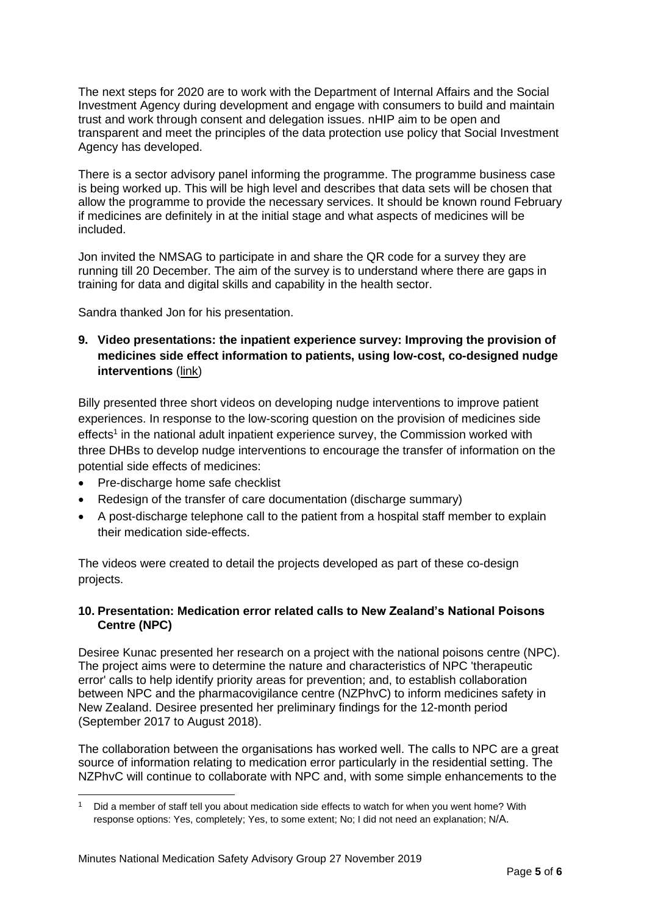The next steps for 2020 are to work with the Department of Internal Affairs and the Social Investment Agency during development and engage with consumers to build and maintain trust and work through consent and delegation issues. nHIP aim to be open and transparent and meet the principles of the data protection use policy that Social Investment Agency has developed.

There is a sector advisory panel informing the programme. The programme business case is being worked up. This will be high level and describes that data sets will be chosen that allow the programme to provide the necessary services. It should be known round February if medicines are definitely in at the initial stage and what aspects of medicines will be included.

Jon invited the NMSAG to participate in and share the QR code for a survey they are running till 20 December. The aim of the survey is to understand where there are gaps in training for data and digital skills and capability in the health sector.

Sandra thanked Jon for his presentation.

## 9. Video presentations: the inpatient experience survey: Improving the provision of medicines side effect information to patients, using low-cost, co-designed nudge interventions (link)

Billy presented three short videos on developing nudge interventions to improve patient experiences. In response to the low-scoring question on the provision of medicines side effects[1] in the national adult inpatient experience survey, the Commission worked with three DHBs to develop nudge interventions to encourage the transfer of information on the potential side effects of medicines:

- Pre-discharge home safe checklist
- Redesign of the transfer of care documentation (discharge summary)
- A post-discharge telephone call to the patient from a hospital staff member to explain their medication side-effects.

The videos were created to detail the projects developed as part of these co-design projects.

## 10. Presentation: Medication error related calls to New Zealand's National Poisons Centre (NPC)

Desiree Kunac presented her research on a project with the national poisons centre (NPC). The project aims were to determine the nature and characteristics of NPC 'therapeutic error' calls to help identify priority areas for prevention; and, to establish collaboration between NPC and the pharmacovigilance centre (NZPhvC) to inform medicines safety in New Zealand. Desiree presented her preliminary findings for the 12-month period (September 2017 to August 2018).

The collaboration between the organisations has worked well. The calls to NPC are a great source of information relating to medication error particularly in the residential setting. The NZPhvC will continue to collaborate with NPC and, with some simple enhancements to the

[1] Did a member of staff tell you about medication side effects to watch for when you went home? With response options: Yes, completely; Yes, to some extent; No; I did not need an explanation; N/A.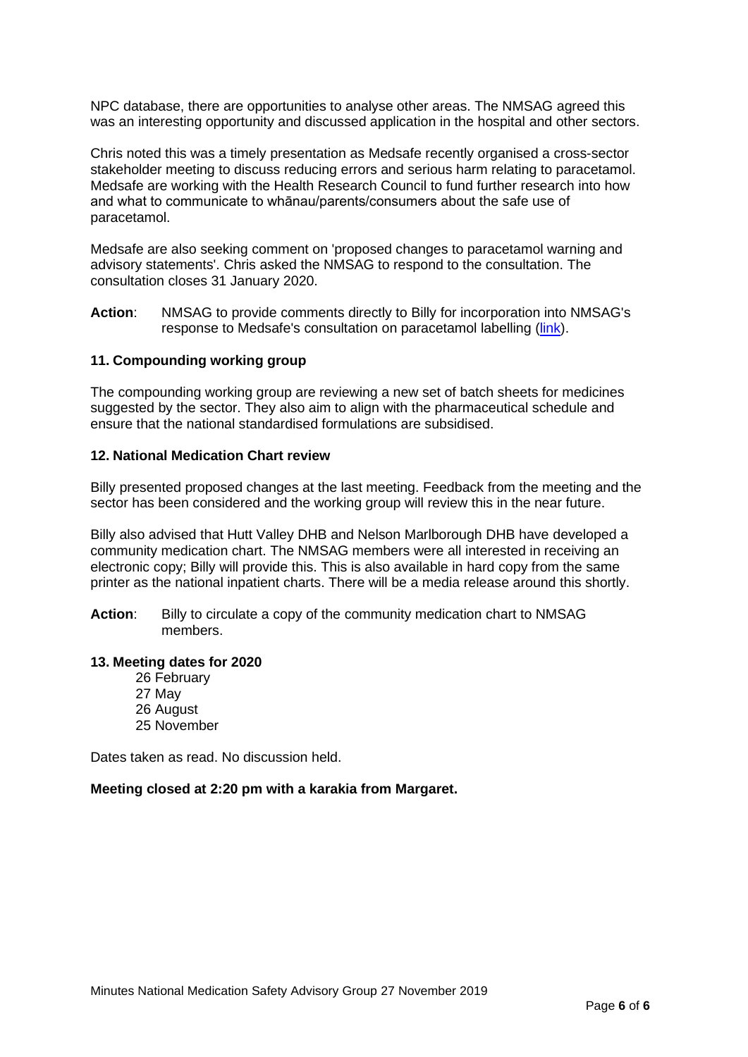NPC database, there are opportunities to analyse other areas. The NMSAG agreed this was an interesting opportunity and discussed application in the hospital and other sectors.

Chris noted this was a timely presentation as Medsafe recently organised a cross-sector stakeholder meeting to discuss reducing errors and serious harm relating to paracetamol. Medsafe are working with the Health Research Council to fund further research into how and what to communicate to whānau/parents/consumers about the safe use of paracetamol.

Medsafe are also seeking comment on 'proposed changes to paracetamol warning and advisory statements'. Chris asked the NMSAG to respond to the consultation. The consultation closes 31 January 2020.

**Action**: NMSAG to provide comments directly to Billy for incorporation into NMSAG's response to Medsafe's consultation on paracetamol labelling (link).

### 11. Compounding working group

The compounding working group are reviewing a new set of batch sheets for medicines suggested by the sector. They also aim to align with the pharmaceutical schedule and ensure that the national standardised formulations are subsidised.

### 12. National Medication Chart review

Billy presented proposed changes at the last meeting. Feedback from the meeting and the sector has been considered and the working group will review this in the near future.

Billy also advised that Hutt Valley DHB and Nelson Marlborough DHB have developed a community medication chart. The NMSAG members were all interested in receiving an electronic copy; Billy will provide this. This is also available in hard copy from the same printer as the national inpatient charts. There will be a media release around this shortly.

**Action**: Billy to circulate a copy of the community medication chart to NMSAG members.

### 13. Meeting dates for 2020

26 February
27 May
26 August
25 November

Dates taken as read. No discussion held.

**Meeting closed at 2:20 pm with a karakia from Margaret.**